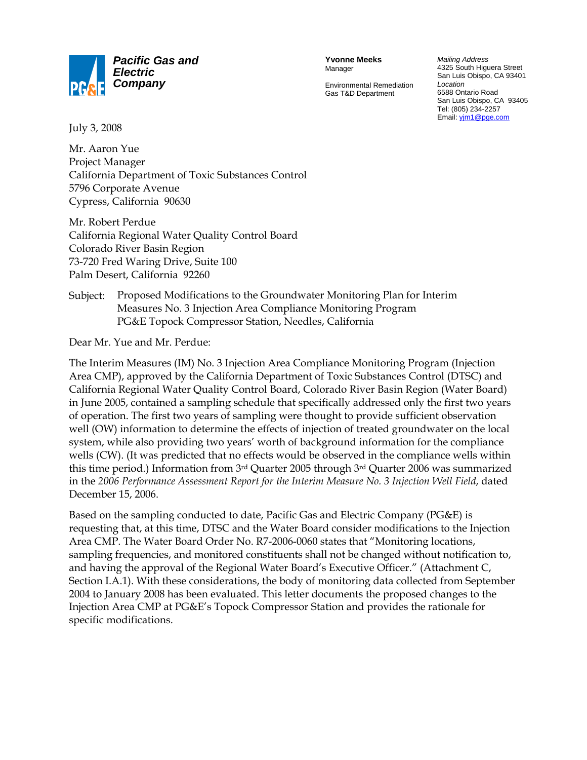**Pacific Gas and Electric Company**

**Yvonne Meeks**
Manager

Environmental Remediation
Gas T&D Department

*Mailing Address*
4325 South Higuera Street
San Luis Obispo, CA 93401
*Location*
6588 Ontario Road
San Luis Obispo, CA 93405
Tel: (805) 234-2257
Email: yjm1@pge.com

July 3, 2008

Mr. Aaron Yue
Project Manager
California Department of Toxic Substances Control
5796 Corporate Avenue
Cypress, California 90630

Mr. Robert Perdue
California Regional Water Quality Control Board
Colorado River Basin Region
73-720 Fred Waring Drive, Suite 100
Palm Desert, California 92260

Subject: Proposed Modifications to the Groundwater Monitoring Plan for Interim Measures No. 3 Injection Area Compliance Monitoring Program
PG&E Topock Compressor Station, Needles, California

Dear Mr. Yue and Mr. Perdue:

The Interim Measures (IM) No. 3 Injection Area Compliance Monitoring Program (Injection Area CMP), approved by the California Department of Toxic Substances Control (DTSC) and California Regional Water Quality Control Board, Colorado River Basin Region (Water Board) in June 2005, contained a sampling schedule that specifically addressed only the first two years of operation. The first two years of sampling were thought to provide sufficient observation well (OW) information to determine the effects of injection of treated groundwater on the local system, while also providing two years' worth of background information for the compliance wells (CW). (It was predicted that no effects would be observed in the compliance wells within this time period.) Information from 3rd Quarter 2005 through 3rd Quarter 2006 was summarized in the *2006 Performance Assessment Report for the Interim Measure No. 3 Injection Well Field*, dated December 15, 2006.

Based on the sampling conducted to date, Pacific Gas and Electric Company (PG&E) is requesting that, at this time, DTSC and the Water Board consider modifications to the Injection Area CMP. The Water Board Order No. R7-2006-0060 states that "Monitoring locations, sampling frequencies, and monitored constituents shall not be changed without notification to, and having the approval of the Regional Water Board's Executive Officer." (Attachment C, Section I.A.1). With these considerations, the body of monitoring data collected from September 2004 to January 2008 has been evaluated. This letter documents the proposed changes to the Injection Area CMP at PG&E's Topock Compressor Station and provides the rationale for specific modifications.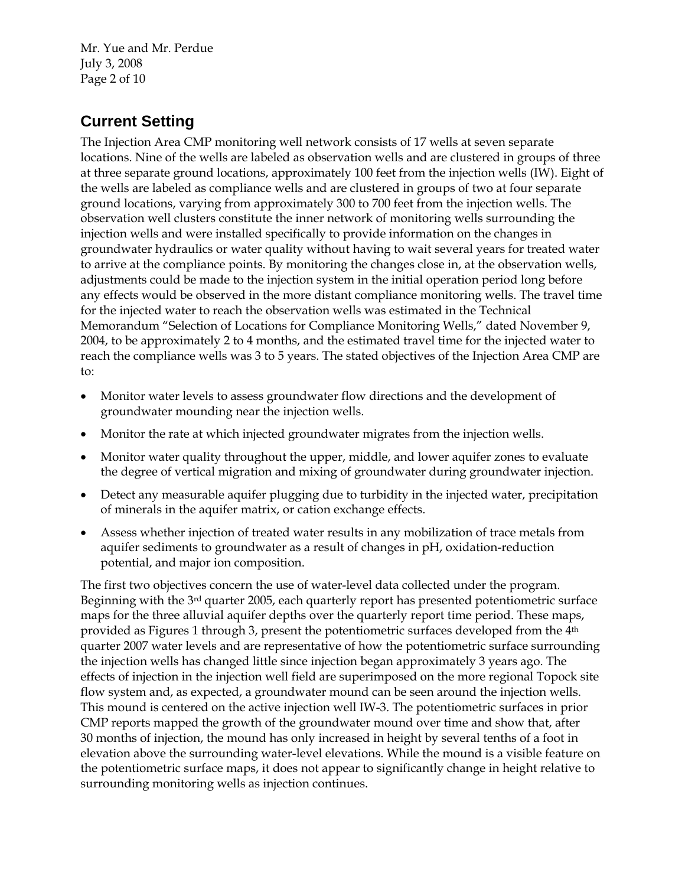## Current Setting

The Injection Area CMP monitoring well network consists of 17 wells at seven separate locations. Nine of the wells are labeled as observation wells and are clustered in groups of three at three separate ground locations, approximately 100 feet from the injection wells (IW). Eight of the wells are labeled as compliance wells and are clustered in groups of two at four separate ground locations, varying from approximately 300 to 700 feet from the injection wells. The observation well clusters constitute the inner network of monitoring wells surrounding the injection wells and were installed specifically to provide information on the changes in groundwater hydraulics or water quality without having to wait several years for treated water to arrive at the compliance points. By monitoring the changes close in, at the observation wells, adjustments could be made to the injection system in the initial operation period long before any effects would be observed in the more distant compliance monitoring wells. The travel time for the injected water to reach the observation wells was estimated in the Technical Memorandum "Selection of Locations for Compliance Monitoring Wells," dated November 9, 2004, to be approximately 2 to 4 months, and the estimated travel time for the injected water to reach the compliance wells was 3 to 5 years. The stated objectives of the Injection Area CMP are to:

- Monitor water levels to assess groundwater flow directions and the development of groundwater mounding near the injection wells.
- Monitor the rate at which injected groundwater migrates from the injection wells.
- Monitor water quality throughout the upper, middle, and lower aquifer zones to evaluate the degree of vertical migration and mixing of groundwater during groundwater injection.
- Detect any measurable aquifer plugging due to turbidity in the injected water, precipitation of minerals in the aquifer matrix, or cation exchange effects.
- Assess whether injection of treated water results in any mobilization of trace metals from aquifer sediments to groundwater as a result of changes in pH, oxidation-reduction potential, and major ion composition.

The first two objectives concern the use of water-level data collected under the program. Beginning with the 3rd quarter 2005, each quarterly report has presented potentiometric surface maps for the three alluvial aquifer depths over the quarterly report time period. These maps, provided as Figures 1 through 3, present the potentiometric surfaces developed from the 4th quarter 2007 water levels and are representative of how the potentiometric surface surrounding the injection wells has changed little since injection began approximately 3 years ago. The effects of injection in the injection well field are superimposed on the more regional Topock site flow system and, as expected, a groundwater mound can be seen around the injection wells. This mound is centered on the active injection well IW-3. The potentiometric surfaces in prior CMP reports mapped the growth of the groundwater mound over time and show that, after 30 months of injection, the mound has only increased in height by several tenths of a foot in elevation above the surrounding water-level elevations. While the mound is a visible feature on the potentiometric surface maps, it does not appear to significantly change in height relative to surrounding monitoring wells as injection continues.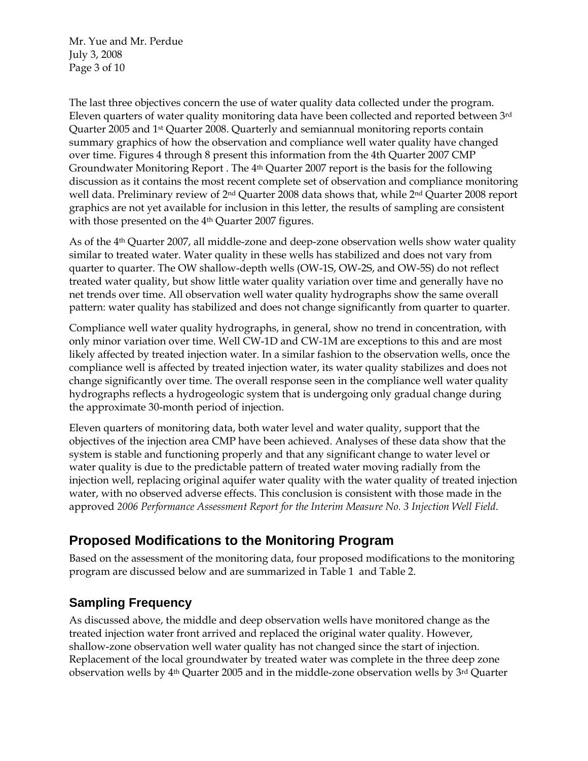The last three objectives concern the use of water quality data collected under the program. Eleven quarters of water quality monitoring data have been collected and reported between 3rd Quarter 2005 and 1st Quarter 2008. Quarterly and semiannual monitoring reports contain summary graphics of how the observation and compliance well water quality have changed over time. Figures 4 through 8 present this information from the 4th Quarter 2007 CMP Groundwater Monitoring Report . The 4th Quarter 2007 report is the basis for the following discussion as it contains the most recent complete set of observation and compliance monitoring well data. Preliminary review of 2nd Quarter 2008 data shows that, while 2nd Quarter 2008 report graphics are not yet available for inclusion in this letter, the results of sampling are consistent with those presented on the 4th Quarter 2007 figures.

As of the 4th Quarter 2007, all middle-zone and deep-zone observation wells show water quality similar to treated water. Water quality in these wells has stabilized and does not vary from quarter to quarter. The OW shallow-depth wells (OW-1S, OW-2S, and OW-5S) do not reflect treated water quality, but show little water quality variation over time and generally have no net trends over time. All observation well water quality hydrographs show the same overall pattern: water quality has stabilized and does not change significantly from quarter to quarter.

Compliance well water quality hydrographs, in general, show no trend in concentration, with only minor variation over time. Well CW-1D and CW-1M are exceptions to this and are most likely affected by treated injection water. In a similar fashion to the observation wells, once the compliance well is affected by treated injection water, its water quality stabilizes and does not change significantly over time. The overall response seen in the compliance well water quality hydrographs reflects a hydrogeologic system that is undergoing only gradual change during the approximate 30-month period of injection.

Eleven quarters of monitoring data, both water level and water quality, support that the objectives of the injection area CMP have been achieved. Analyses of these data show that the system is stable and functioning properly and that any significant change to water level or water quality is due to the predictable pattern of treated water moving radially from the injection well, replacing original aquifer water quality with the water quality of treated injection water, with no observed adverse effects. This conclusion is consistent with those made in the approved *2006 Performance Assessment Report for the Interim Measure No. 3 Injection Well Field*.

## Proposed Modifications to the Monitoring Program

Based on the assessment of the monitoring data, four proposed modifications to the monitoring program are discussed below and are summarized in Table 1 and Table 2.

### Sampling Frequency

As discussed above, the middle and deep observation wells have monitored change as the treated injection water front arrived and replaced the original water quality. However, shallow-zone observation well water quality has not changed since the start of injection. Replacement of the local groundwater by treated water was complete in the three deep zone observation wells by 4th Quarter 2005 and in the middle-zone observation wells by 3rd Quarter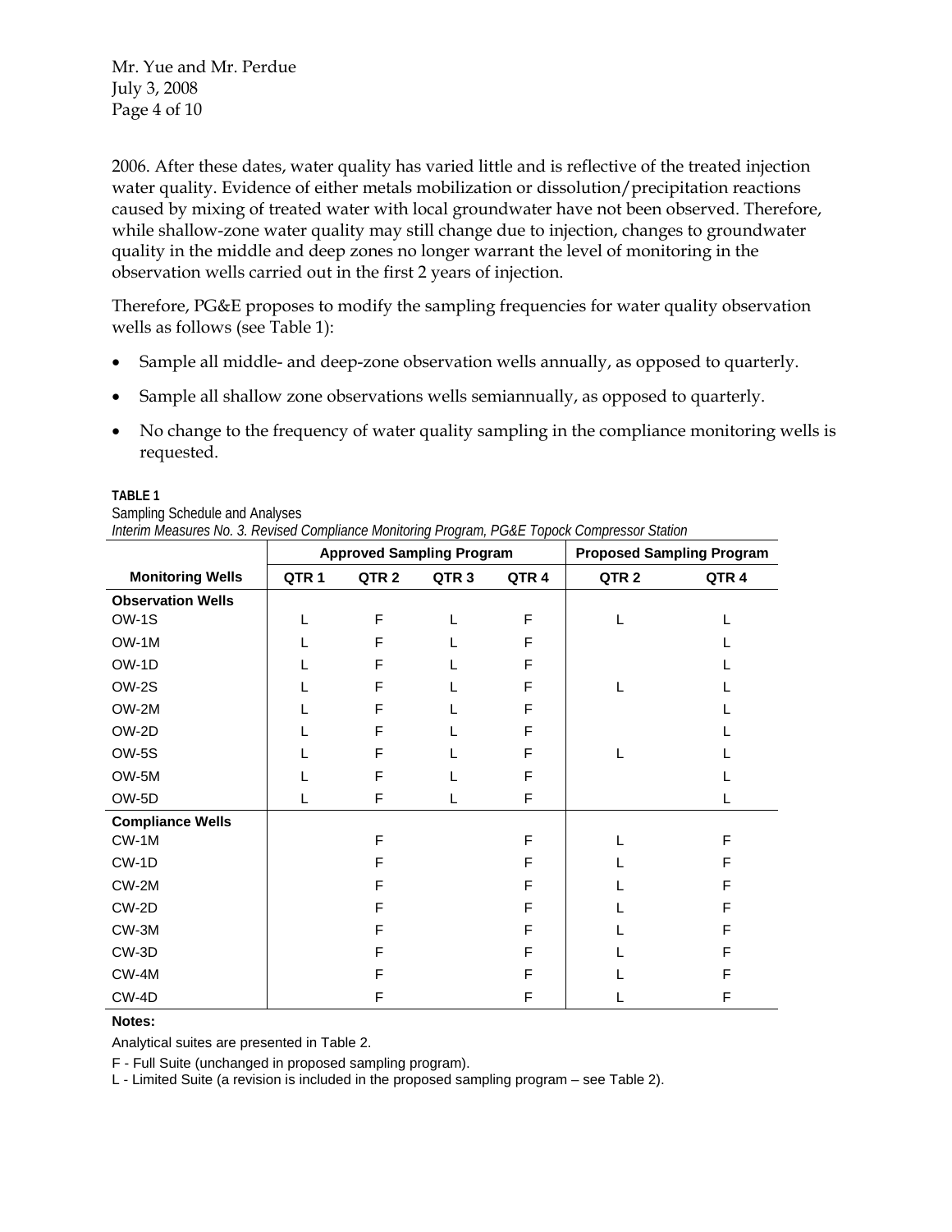2006. After these dates, water quality has varied little and is reflective of the treated injection water quality. Evidence of either metals mobilization or dissolution/precipitation reactions caused by mixing of treated water with local groundwater have not been observed. Therefore, while shallow-zone water quality may still change due to injection, changes to groundwater quality in the middle and deep zones no longer warrant the level of monitoring in the observation wells carried out in the first 2 years of injection.

Therefore, PG&E proposes to modify the sampling frequencies for water quality observation wells as follows (see Table 1):

- Sample all middle- and deep-zone observation wells annually, as opposed to quarterly.
- Sample all shallow zone observations wells semiannually, as opposed to quarterly.
- No change to the frequency of water quality sampling in the compliance monitoring wells is requested.

**TABLE 1**
Sampling Schedule and Analyses
*Interim Measures No. 3. Revised Compliance Monitoring Program, PG&E Topock Compressor Station*

| | Approved Sampling Program | | | | Proposed Sampling Program | |
|---|---|---|---|---|---|---|
| **Monitoring Wells** | **QTR 1** | **QTR 2** | **QTR 3** | **QTR 4** | **QTR 2** | **QTR 4** |
| **Observation Wells** | | | | | | |
| OW-1S | L | F | L | F | L | L |
| OW-1M | L | F | L | F | | L |
| OW-1D | L | F | L | F | | L |
| OW-2S | L | F | L | F | L | L |
| OW-2M | L | F | L | F | | L |
| OW-2D | L | F | L | F | | L |
| OW-5S | L | F | L | F | L | L |
| OW-5M | L | F | L | F | | L |
| OW-5D | L | F | L | F | | L |
| **Compliance Wells** | | | | | | |
| CW-1M | | F | | F | L | F |
| CW-1D | | F | | F | L | F |
| CW-2M | | F | | F | L | F |
| CW-2D | | F | | F | L | F |
| CW-3M | | F | | F | L | F |
| CW-3D | | F | | F | L | F |
| CW-4M | | F | | F | L | F |
| CW-4D | | F | | F | L | F |

**Notes:**

Analytical suites are presented in Table 2.

F - Full Suite (unchanged in proposed sampling program).

L - Limited Suite (a revision is included in the proposed sampling program – see Table 2).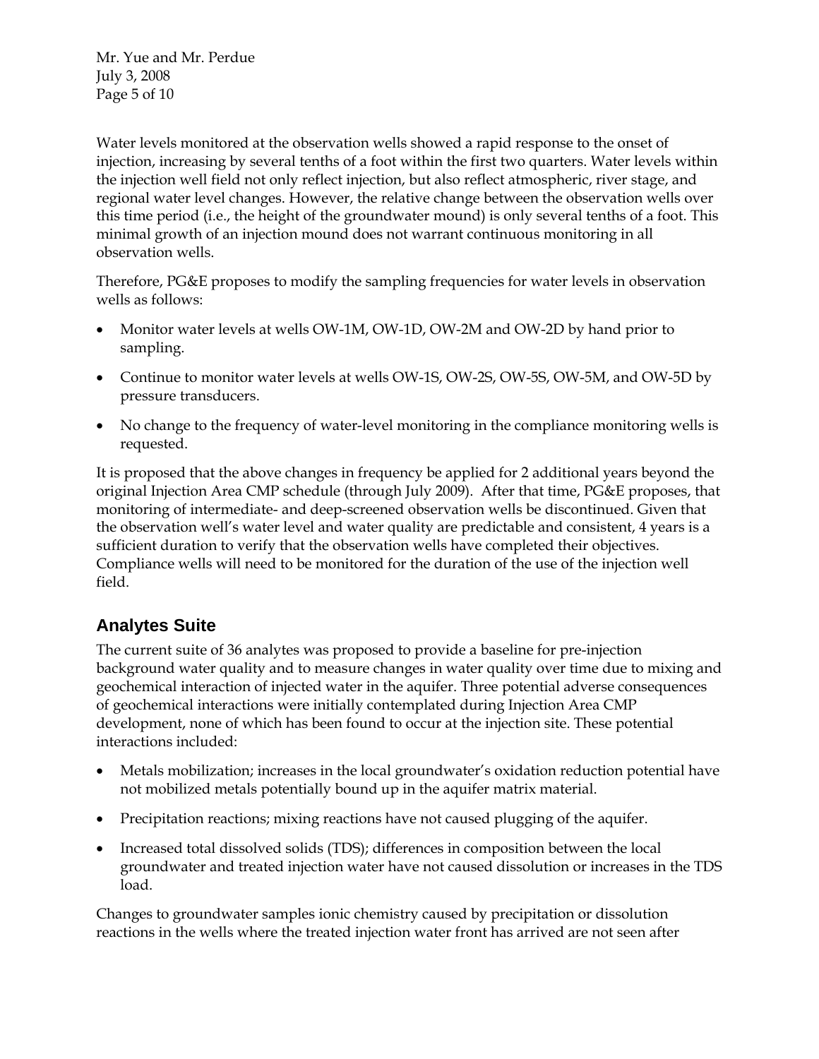Water levels monitored at the observation wells showed a rapid response to the onset of injection, increasing by several tenths of a foot within the first two quarters. Water levels within the injection well field not only reflect injection, but also reflect atmospheric, river stage, and regional water level changes. However, the relative change between the observation wells over this time period (i.e., the height of the groundwater mound) is only several tenths of a foot. This minimal growth of an injection mound does not warrant continuous monitoring in all observation wells.

Therefore, PG&E proposes to modify the sampling frequencies for water levels in observation wells as follows:

- Monitor water levels at wells OW-1M, OW-1D, OW-2M and OW-2D by hand prior to sampling.
- Continue to monitor water levels at wells OW-1S, OW-2S, OW-5S, OW-5M, and OW-5D by pressure transducers.
- No change to the frequency of water-level monitoring in the compliance monitoring wells is requested.

It is proposed that the above changes in frequency be applied for 2 additional years beyond the original Injection Area CMP schedule (through July 2009). After that time, PG&E proposes, that monitoring of intermediate- and deep-screened observation wells be discontinued. Given that the observation well's water level and water quality are predictable and consistent, 4 years is a sufficient duration to verify that the observation wells have completed their objectives. Compliance wells will need to be monitored for the duration of the use of the injection well field.

## Analytes Suite

The current suite of 36 analytes was proposed to provide a baseline for pre-injection background water quality and to measure changes in water quality over time due to mixing and geochemical interaction of injected water in the aquifer. Three potential adverse consequences of geochemical interactions were initially contemplated during Injection Area CMP development, none of which has been found to occur at the injection site. These potential interactions included:

- Metals mobilization; increases in the local groundwater's oxidation reduction potential have not mobilized metals potentially bound up in the aquifer matrix material.
- Precipitation reactions; mixing reactions have not caused plugging of the aquifer.
- Increased total dissolved solids (TDS); differences in composition between the local groundwater and treated injection water have not caused dissolution or increases in the TDS load.

Changes to groundwater samples ionic chemistry caused by precipitation or dissolution reactions in the wells where the treated injection water front has arrived are not seen after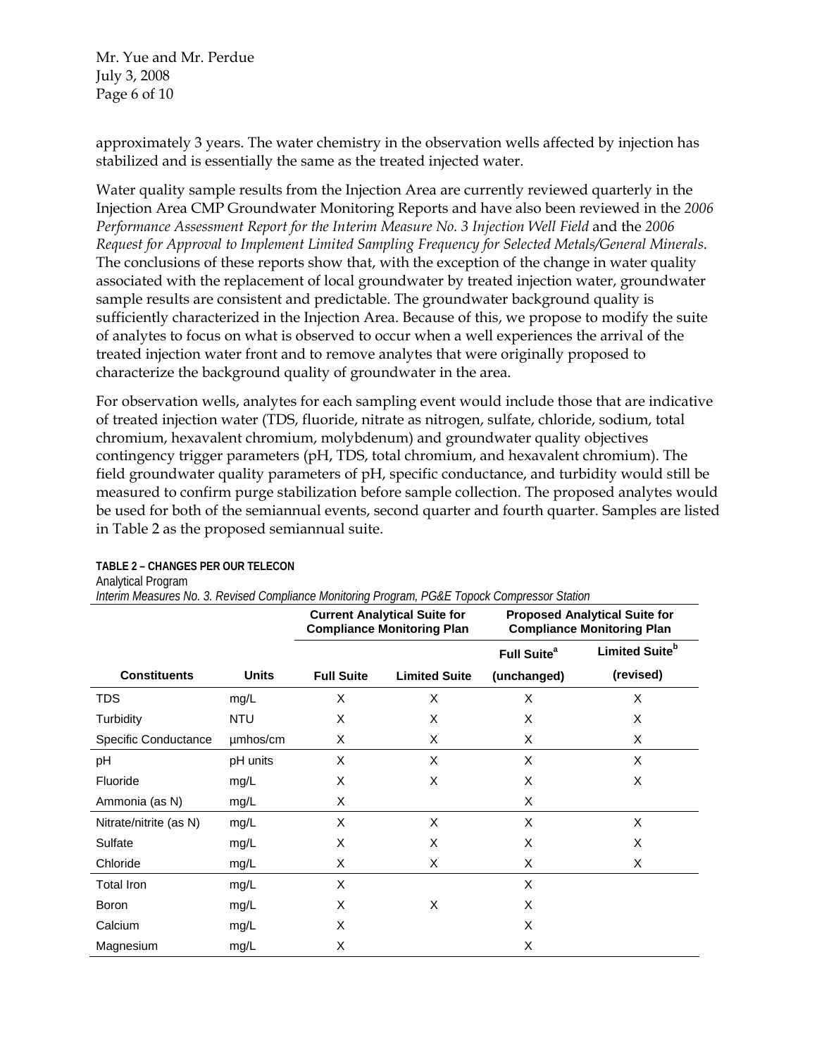approximately 3 years. The water chemistry in the observation wells affected by injection has stabilized and is essentially the same as the treated injected water.

Water quality sample results from the Injection Area are currently reviewed quarterly in the Injection Area CMP Groundwater Monitoring Reports and have also been reviewed in the *2006 Performance Assessment Report for the Interim Measure No. 3 Injection Well Field* and the *2006 Request for Approval to Implement Limited Sampling Frequency for Selected Metals/General Minerals*. The conclusions of these reports show that, with the exception of the change in water quality associated with the replacement of local groundwater by treated injection water, groundwater sample results are consistent and predictable. The groundwater background quality is sufficiently characterized in the Injection Area. Because of this, we propose to modify the suite of analytes to focus on what is observed to occur when a well experiences the arrival of the treated injection water front and to remove analytes that were originally proposed to characterize the background quality of groundwater in the area.

For observation wells, analytes for each sampling event would include those that are indicative of treated injection water (TDS, fluoride, nitrate as nitrogen, sulfate, chloride, sodium, total chromium, hexavalent chromium, molybdenum) and groundwater quality objectives contingency trigger parameters (pH, TDS, total chromium, and hexavalent chromium). The field groundwater quality parameters of pH, specific conductance, and turbidity would still be measured to confirm purge stabilization before sample collection. The proposed analytes would be used for both of the semiannual events, second quarter and fourth quarter. Samples are listed in Table 2 as the proposed semiannual suite.

**TABLE 2 – CHANGES PER OUR TELECON**
Analytical Program
*Interim Measures No. 3. Revised Compliance Monitoring Program, PG&E Topock Compressor Station*

| | | Current Analytical Suite for Compliance Monitoring Plan | | Proposed Analytical Suite for Compliance Monitoring Plan | |
|---|---|---|---|---|---|
| **Constituents** | **Units** | **Full Suite** | **Limited Suite** | **Full Suite[a] (unchanged)** | **Limited Suite[b] (revised)** |
| TDS | mg/L | X | X | X | X |
| Turbidity | NTU | X | X | X | X |
| Specific Conductance | µmhos/cm | X | X | X | X |
| pH | pH units | X | X | X | X |
| Fluoride | mg/L | X | X | X | X |
| Ammonia (as N) | mg/L | X | | X | |
| Nitrate/nitrite (as N) | mg/L | X | X | X | X |
| Sulfate | mg/L | X | X | X | X |
| Chloride | mg/L | X | X | X | X |
| Total Iron | mg/L | X | | X | |
| Boron | mg/L | X | X | X | |
| Calcium | mg/L | X | | X | |
| Magnesium | mg/L | X | | X | |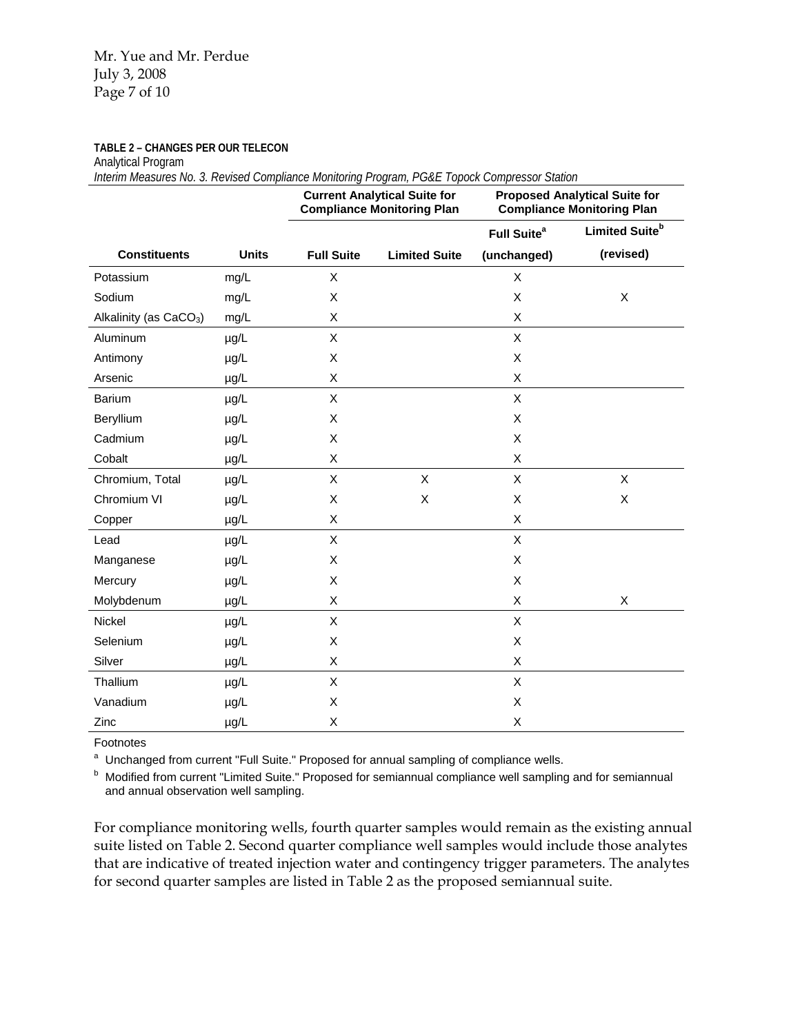**TABLE 2 – CHANGES PER OUR TELECON**

Analytical Program

*Interim Measures No. 3. Revised Compliance Monitoring Program, PG&E Topock Compressor Station*

| | | Current Analytical Suite for Compliance Monitoring Plan | | Proposed Analytical Suite for Compliance Monitoring Plan | |
|---|---|---|---|---|---|
| **Constituents** | **Units** | **Full Suite** | **Limited Suite** | **Full Suite[a] (unchanged)** | **Limited Suite[b] (revised)** |
| Potassium | mg/L | X | | X | |
| Sodium | mg/L | X | | X | X |
| Alkalinity (as $CaCO_3$) | mg/L | X | | X | |
| Aluminum | µg/L | X | | X | |
| Antimony | µg/L | X | | X | |
| Arsenic | µg/L | X | | X | |
| Barium | µg/L | X | | X | |
| Beryllium | µg/L | X | | X | |
| Cadmium | µg/L | X | | X | |
| Cobalt | µg/L | X | | X | |
| Chromium, Total | µg/L | X | X | X | X |
| Chromium VI | µg/L | X | X | X | X |
| Copper | µg/L | X | | X | |
| Lead | µg/L | X | | X | |
| Manganese | µg/L | X | | X | |
| Mercury | µg/L | X | | X | |
| Molybdenum | µg/L | X | | X | X |
| Nickel | µg/L | X | | X | |
| Selenium | µg/L | X | | X | |
| Silver | µg/L | X | | X | |
| Thallium | µg/L | X | | X | |
| Vanadium | µg/L | X | | X | |
| Zinc | µg/L | X | | X | |

Footnotes

[a] Unchanged from current "Full Suite." Proposed for annual sampling of compliance wells.

[b] Modified from current "Limited Suite." Proposed for semiannual compliance well sampling and for semiannual and annual observation well sampling.

For compliance monitoring wells, fourth quarter samples would remain as the existing annual suite listed on Table 2. Second quarter compliance well samples would include those analytes that are indicative of treated injection water and contingency trigger parameters. The analytes for second quarter samples are listed in Table 2 as the proposed semiannual suite.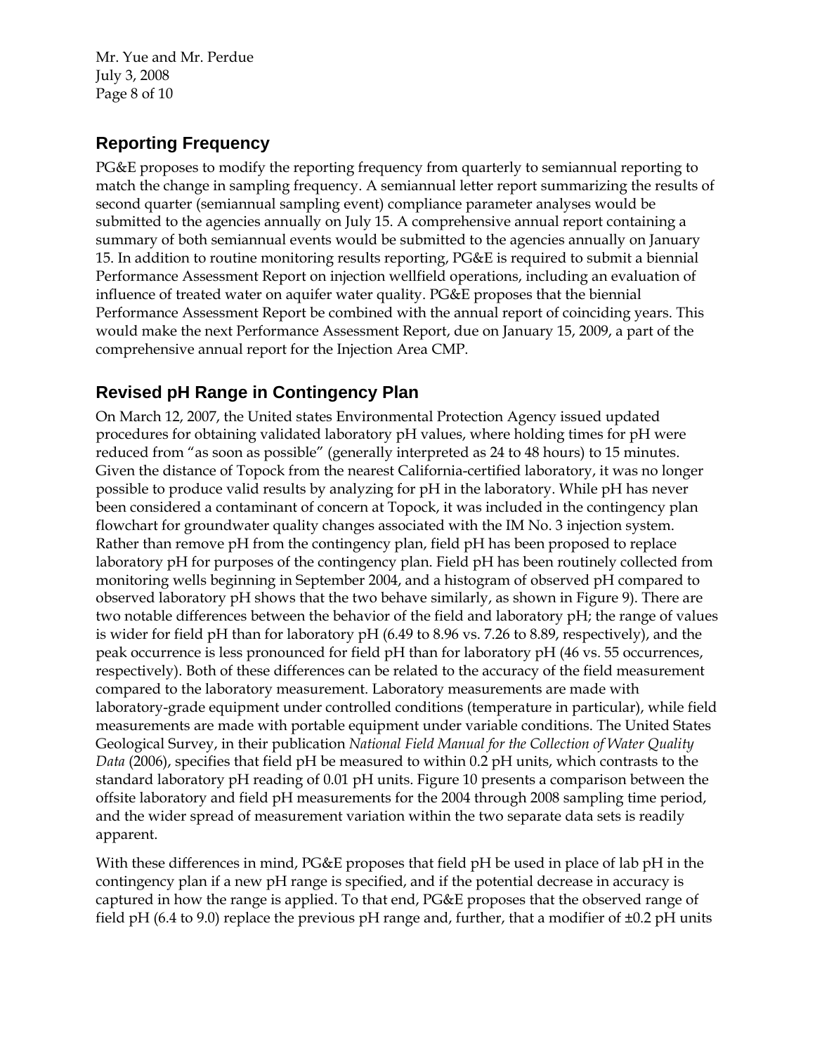## Reporting Frequency

PG&E proposes to modify the reporting frequency from quarterly to semiannual reporting to match the change in sampling frequency. A semiannual letter report summarizing the results of second quarter (semiannual sampling event) compliance parameter analyses would be submitted to the agencies annually on July 15. A comprehensive annual report containing a summary of both semiannual events would be submitted to the agencies annually on January 15. In addition to routine monitoring results reporting, PG&E is required to submit a biennial Performance Assessment Report on injection wellfield operations, including an evaluation of influence of treated water on aquifer water quality. PG&E proposes that the biennial Performance Assessment Report be combined with the annual report of coinciding years. This would make the next Performance Assessment Report, due on January 15, 2009, a part of the comprehensive annual report for the Injection Area CMP.

## Revised pH Range in Contingency Plan

On March 12, 2007, the United states Environmental Protection Agency issued updated procedures for obtaining validated laboratory pH values, where holding times for pH were reduced from "as soon as possible" (generally interpreted as 24 to 48 hours) to 15 minutes. Given the distance of Topock from the nearest California-certified laboratory, it was no longer possible to produce valid results by analyzing for pH in the laboratory. While pH has never been considered a contaminant of concern at Topock, it was included in the contingency plan flowchart for groundwater quality changes associated with the IM No. 3 injection system. Rather than remove pH from the contingency plan, field pH has been proposed to replace laboratory pH for purposes of the contingency plan. Field pH has been routinely collected from monitoring wells beginning in September 2004, and a histogram of observed pH compared to observed laboratory pH shows that the two behave similarly, as shown in Figure 9). There are two notable differences between the behavior of the field and laboratory pH; the range of values is wider for field pH than for laboratory pH (6.49 to 8.96 vs. 7.26 to 8.89, respectively), and the peak occurrence is less pronounced for field pH than for laboratory pH (46 vs. 55 occurrences, respectively). Both of these differences can be related to the accuracy of the field measurement compared to the laboratory measurement. Laboratory measurements are made with laboratory-grade equipment under controlled conditions (temperature in particular), while field measurements are made with portable equipment under variable conditions. The United States Geological Survey, in their publication *National Field Manual for the Collection of Water Quality Data* (2006), specifies that field pH be measured to within 0.2 pH units, which contrasts to the standard laboratory pH reading of 0.01 pH units. Figure 10 presents a comparison between the offsite laboratory and field pH measurements for the 2004 through 2008 sampling time period, and the wider spread of measurement variation within the two separate data sets is readily apparent.

With these differences in mind, PG&E proposes that field pH be used in place of lab pH in the contingency plan if a new pH range is specified, and if the potential decrease in accuracy is captured in how the range is applied. To that end, PG&E proposes that the observed range of field pH (6.4 to 9.0) replace the previous pH range and, further, that a modifier of ±0.2 pH units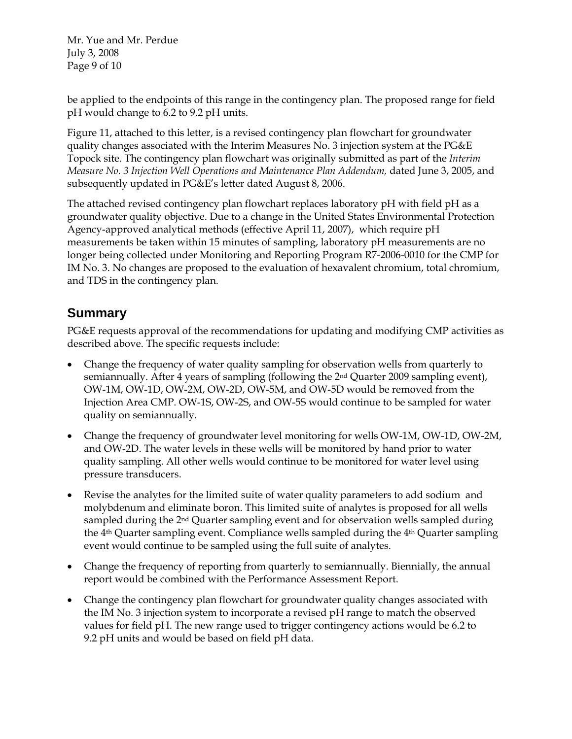be applied to the endpoints of this range in the contingency plan. The proposed range for field pH would change to 6.2 to 9.2 pH units.

Figure 11, attached to this letter, is a revised contingency plan flowchart for groundwater quality changes associated with the Interim Measures No. 3 injection system at the PG&E Topock site. The contingency plan flowchart was originally submitted as part of the *Interim Measure No. 3 Injection Well Operations and Maintenance Plan Addendum,* dated June 3, 2005, and subsequently updated in PG&E's letter dated August 8, 2006.

The attached revised contingency plan flowchart replaces laboratory pH with field pH as a groundwater quality objective. Due to a change in the United States Environmental Protection Agency-approved analytical methods (effective April 11, 2007), which require pH measurements be taken within 15 minutes of sampling, laboratory pH measurements are no longer being collected under Monitoring and Reporting Program R7-2006-0010 for the CMP for IM No. 3. No changes are proposed to the evaluation of hexavalent chromium, total chromium, and TDS in the contingency plan.

## Summary

PG&E requests approval of the recommendations for updating and modifying CMP activities as described above. The specific requests include:

- Change the frequency of water quality sampling for observation wells from quarterly to semiannually. After 4 years of sampling (following the 2nd Quarter 2009 sampling event), OW-1M, OW-1D, OW-2M, OW-2D, OW-5M, and OW-5D would be removed from the Injection Area CMP. OW-1S, OW-2S, and OW-5S would continue to be sampled for water quality on semiannually.
- Change the frequency of groundwater level monitoring for wells OW-1M, OW-1D, OW-2M, and OW-2D. The water levels in these wells will be monitored by hand prior to water quality sampling. All other wells would continue to be monitored for water level using pressure transducers.
- Revise the analytes for the limited suite of water quality parameters to add sodium and molybdenum and eliminate boron. This limited suite of analytes is proposed for all wells sampled during the 2nd Quarter sampling event and for observation wells sampled during the 4th Quarter sampling event. Compliance wells sampled during the 4th Quarter sampling event would continue to be sampled using the full suite of analytes.
- Change the frequency of reporting from quarterly to semiannually. Biennially, the annual report would be combined with the Performance Assessment Report.
- Change the contingency plan flowchart for groundwater quality changes associated with the IM No. 3 injection system to incorporate a revised pH range to match the observed values for field pH. The new range used to trigger contingency actions would be 6.2 to 9.2 pH units and would be based on field pH data.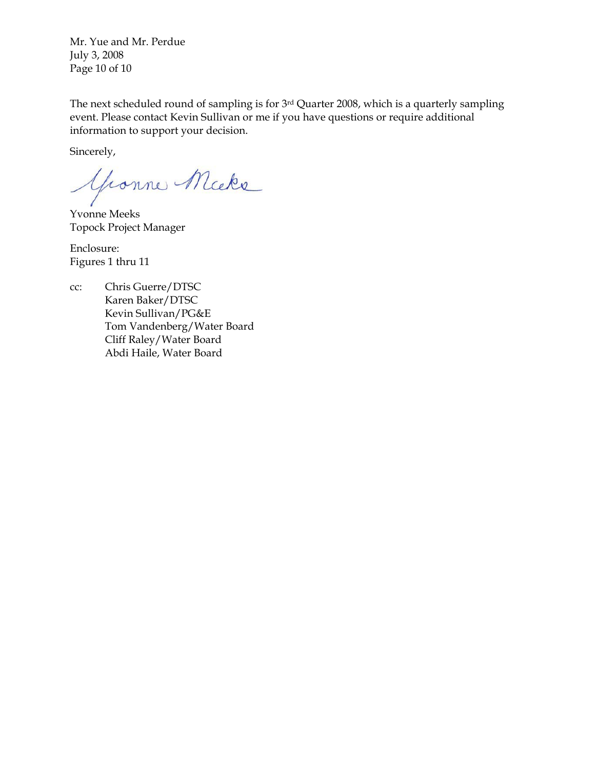The next scheduled round of sampling is for 3rd Quarter 2008, which is a quarterly sampling event. Please contact Kevin Sullivan or me if you have questions or require additional information to support your decision.

Sincerely,

Yvonne Meeks
Topock Project Manager

Enclosure:
Figures 1 thru 11

cc: Chris Guerre/DTSC
Karen Baker/DTSC
Kevin Sullivan/PG&E
Tom Vandenberg/Water Board
Cliff Raley/Water Board
Abdi Haile, Water Board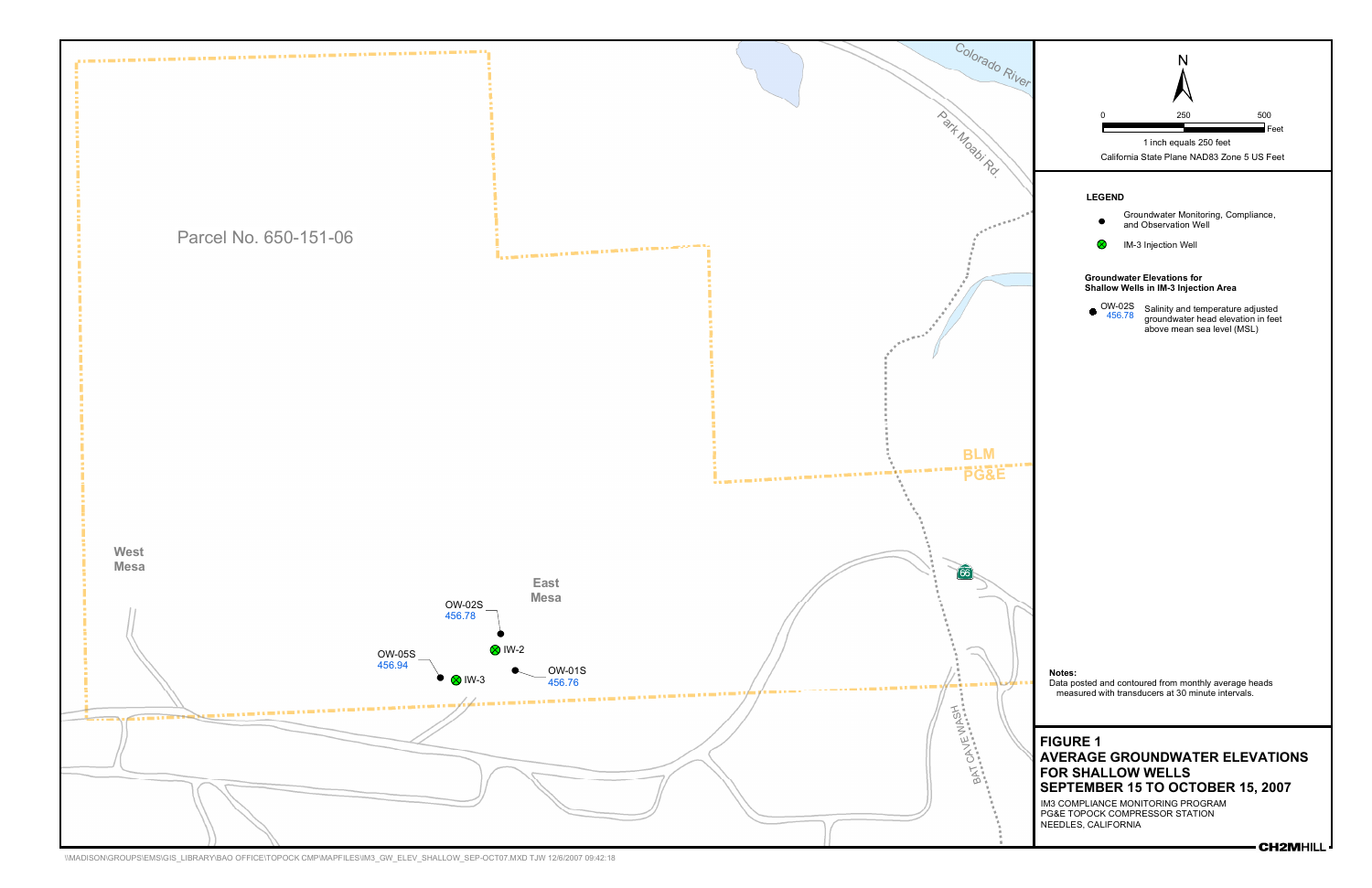Parcel No. 650-151-06

West Mesa

East Mesa

Colorado River

Park Moabi Rd.

BLM

PG&E

66

BAT CAVE WASH

OW-02S
456.78

IW-2

OW-05S
456.94

IW-3

OW-01S
456.76

N

0 250 500 Feet

1 inch equals 250 feet

California State Plane NAD83 Zone 5 US Feet

**LEGEND**

- Groundwater Monitoring, Compliance, and Observation Well
- IM-3 Injection Well

**Groundwater Elevations for Shallow Wells in IM-3 Injection Area**

OW-02S 456.78 — Salinity and temperature adjusted groundwater head elevation in feet above mean sea level (MSL)

**Notes:**
Data posted and contoured from monthly average heads measured with transducers at 30 minute intervals.

**FIGURE 1**
**AVERAGE GROUNDWATER ELEVATIONS FOR SHALLOW WELLS SEPTEMBER 15 TO OCTOBER 15, 2007**
IM3 COMPLIANCE MONITORING PROGRAM
PG&E TOPOCK COMPRESSOR STATION
NEEDLES, CALIFORNIA

CH2MHILL

\\MADISON\GROUPS\EMS\GIS_LIBRARY\BAO OFFICE\TOPOCK CMP\MAPFILES\IM3_GW_ELEV_SHALLOW_SEP-OCT07.MXD TJW 12/6/2007 09:42:18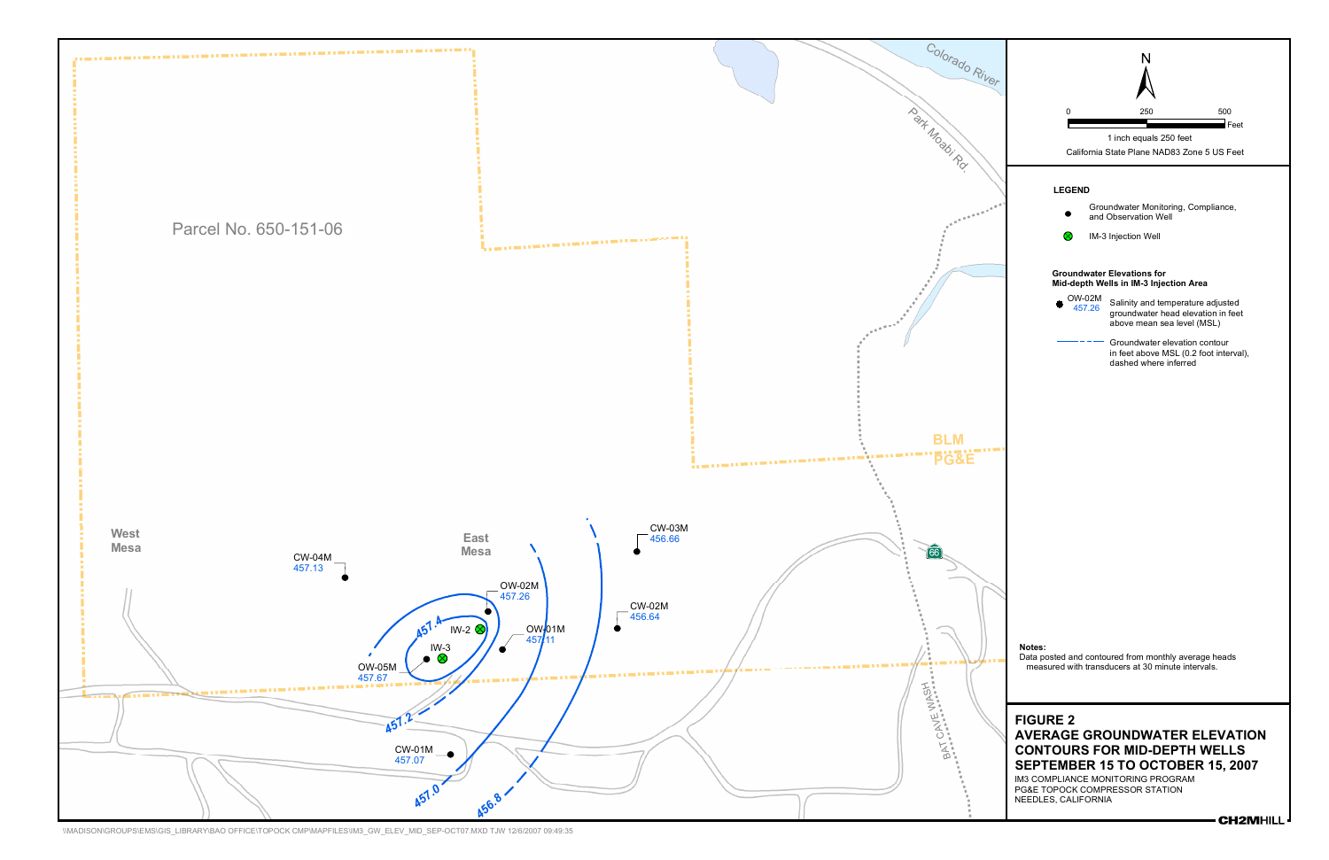Parcel No. 650-151-06

West Mesa

East Mesa

CW-04M
457.13

OW-02M
457.26

IW-2

IW-3

OW-01M
457.11

OW-05M
457.67

CW-01M
457.07

CW-03M
456.66

CW-02M
456.64

457.4

457.2

457.0

456.8

Colorado River

Park Moabi Rd.

BLM

PG&E

66

BAT CAVE WASH

N

0 250 500 Feet

1 inch equals 250 feet

California State Plane NAD83 Zone 5 US Feet

**LEGEND**

- Groundwater Monitoring, Compliance, and Observation Well
- IM-3 Injection Well

**Groundwater Elevations for Mid-depth Wells in IM-3 Injection Area**

OW-02M 457.26 — Salinity and temperature adjusted groundwater head elevation in feet above mean sea level (MSL)

Groundwater elevation contour in feet above MSL (0.2 foot interval), dashed where inferred

**Notes:**
Data posted and contoured from monthly average heads measured with transducers at 30 minute intervals.

## FIGURE 2
## AVERAGE GROUNDWATER ELEVATION CONTOURS FOR MID-DEPTH WELLS SEPTEMBER 15 TO OCTOBER 15, 2007

IM3 COMPLIANCE MONITORING PROGRAM
PG&E TOPOCK COMPRESSOR STATION
NEEDLES, CALIFORNIA

CH2MHILL

\\MADISON\GROUPS\EMS\GIS_LIBRARY\BAO OFFICE\TOPOCK CMP\MAPFILES\IM3_GW_ELEV_MID_SEP-OCT07.MXD TJW 12/6/2007 09:49:35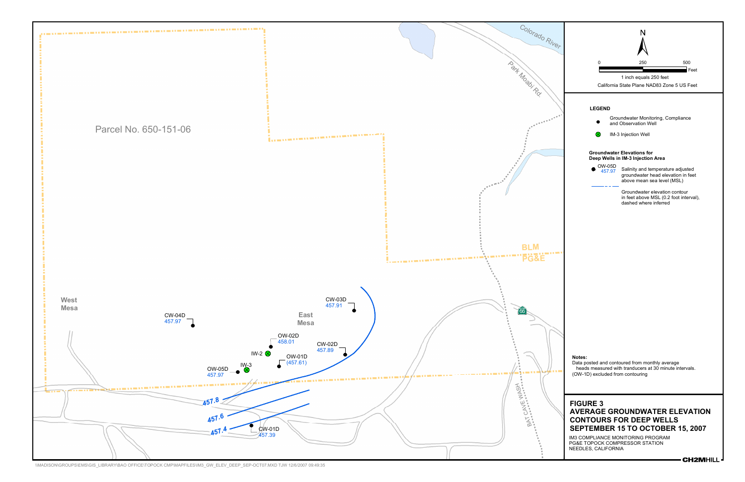# FIGURE 3
## AVERAGE GROUNDWATER ELEVATION CONTOURS FOR DEEP WELLS SEPTEMBER 15 TO OCTOBER 15, 2007

IM3 COMPLIANCE MONITORING PROGRAM
PG&E TOPOCK COMPRESSOR STATION
NEEDLES, CALIFORNIA

Parcel No. 650-151-06

Colorado River

Park Moabi Rd.

BLM
PG&E

West Mesa

East Mesa

BAT CAVE WASH

66

| Well | Groundwater Elevation (ft MSL) |
|---|---|
| CW-03D | 457.91 |
| CW-04D | 457.97 |
| OW-02D | 458.01 |
| CW-02D | 457.89 |
| OW-01D | (457.61) |
| OW-05D | 457.97 |
| CW-01D | 457.39 |

IW-2, IW-3

Contours: 457.8, 457.6, 457.4

N

0 250 500 Feet

1 inch equals 250 feet

California State Plane NAD83 Zone 5 US Feet

**LEGEND**

- Groundwater Monitoring, Compliance and Observation Well
- IM-3 Injection Well

**Groundwater Elevations for Deep Wells in IM-3 Injection Area**

- OW-05D 457.97 — Salinity and temperature adjusted groundwater head elevation in feet above mean sea level (MSL)
- Groundwater elevation contour in feet above MSL (0.2 foot interval), dashed where inferred

**Notes:**

Data posted and contoured from monthly average heads measured with tranducers at 30 minute intervals.
(OW-1D) excluded from contouring

CH2MHILL

\\MADISON\GROUPS\EMS\GIS_LIBRARY\BAO OFFICE\TOPOCK CMP\MAPFILES\IM3_GW_ELEV_DEEP_SEP-OCT07.MXD TJW 12/6/2007 09:49:35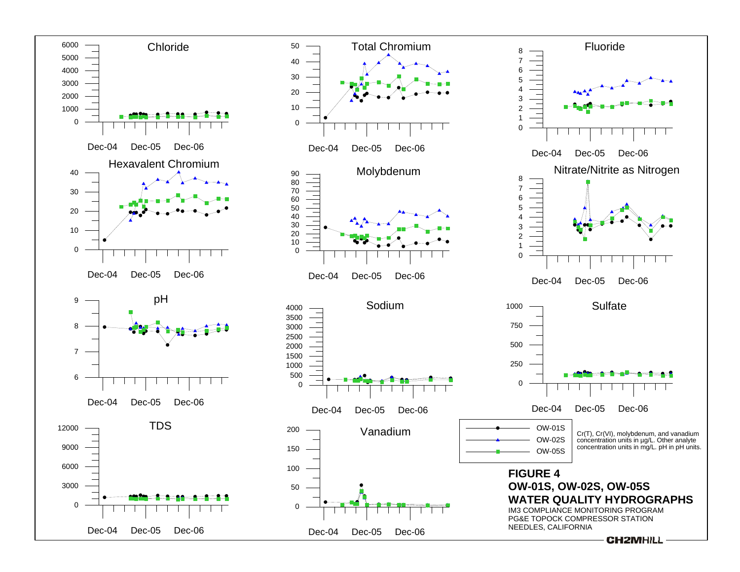**FIGURE 4**
**OW-01S, OW-02S, OW-05S**
**WATER QUALITY HYDROGRAPHS**

IM3 COMPLIANCE MONITORING PROGRAM
PG&E TOPOCK COMPRESSOR STATION
NEEDLES, CALIFORNIA

Legend: OW-01S, OW-02S, OW-05S

Cr(T), Cr(VI), molybdenum, and vanadium concentration units in µg/L. Other analyte concentration units in mg/L. pH in pH units.

Chart titles: Chloride; Total Chromium; Fluoride; Hexavalent Chromium; Molybdenum; Nitrate/Nitrite as Nitrogen; pH; Sodium; Sulfate; TDS; Vanadium

X-axis labels (all charts): Dec-04, Dec-05, Dec-06

CH2MHILL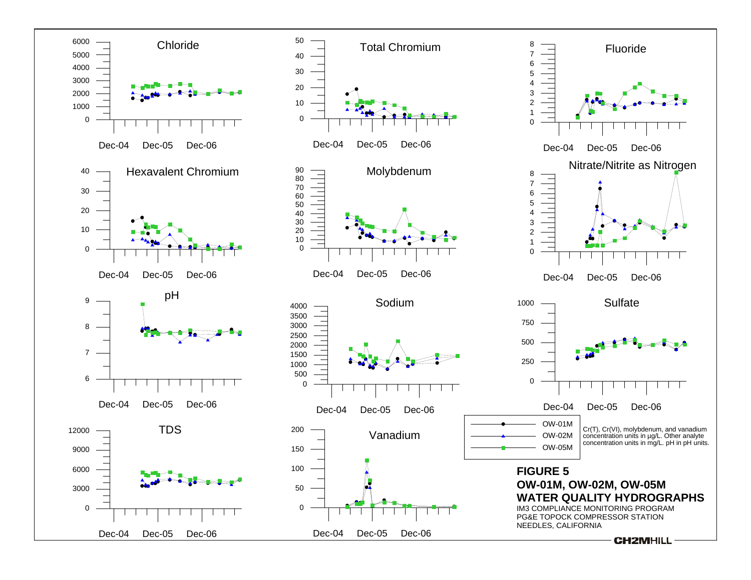Chloride

Total Chromium

Fluoride

Hexavalent Chromium

Molybdenum

Nitrate/Nitrite as Nitrogen

pH

Sodium

Sulfate

TDS

Vanadium

Dec-04 Dec-05 Dec-06

OW-01M
OW-02M
OW-05M

Cr(T), Cr(VI), molybdenum, and vanadium concentration units in µg/L. Other analyte concentration units in mg/L. pH in pH units.

**FIGURE 5**
**OW-01M, OW-02M, OW-05M**
**WATER QUALITY HYDROGRAPHS**
IM3 COMPLIANCE MONITORING PROGRAM
PG&E TOPOCK COMPRESSOR STATION
NEEDLES, CALIFORNIA

CH2MHILL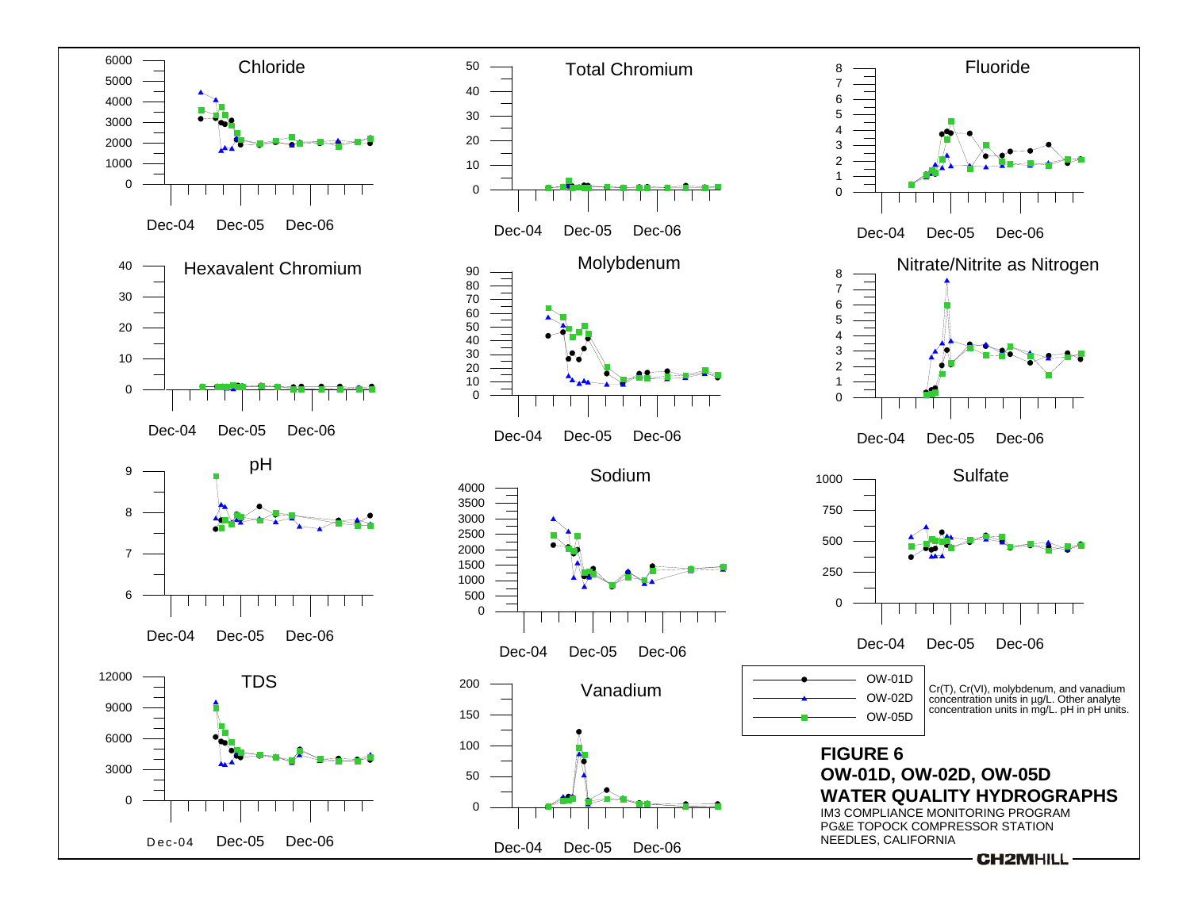**FIGURE 6**
**OW-01D, OW-02D, OW-05D**
**WATER QUALITY HYDROGRAPHS**

IM3 COMPLIANCE MONITORING PROGRAM
PG&E TOPOCK COMPRESSOR STATION
NEEDLES, CALIFORNIA

Legend: OW-01D, OW-02D, OW-05D

Cr(T), Cr(VI), molybdenum, and vanadium concentration units in µg/L. Other analyte concentration units in mg/L. pH in pH units.

Charts: Chloride, Total Chromium, Fluoride, Hexavalent Chromium, Molybdenum, Nitrate/Nitrite as Nitrogen, pH, Sodium, Sulfate, TDS, Vanadium (x-axis: Dec-04, Dec-05, Dec-06)

CH2MHILL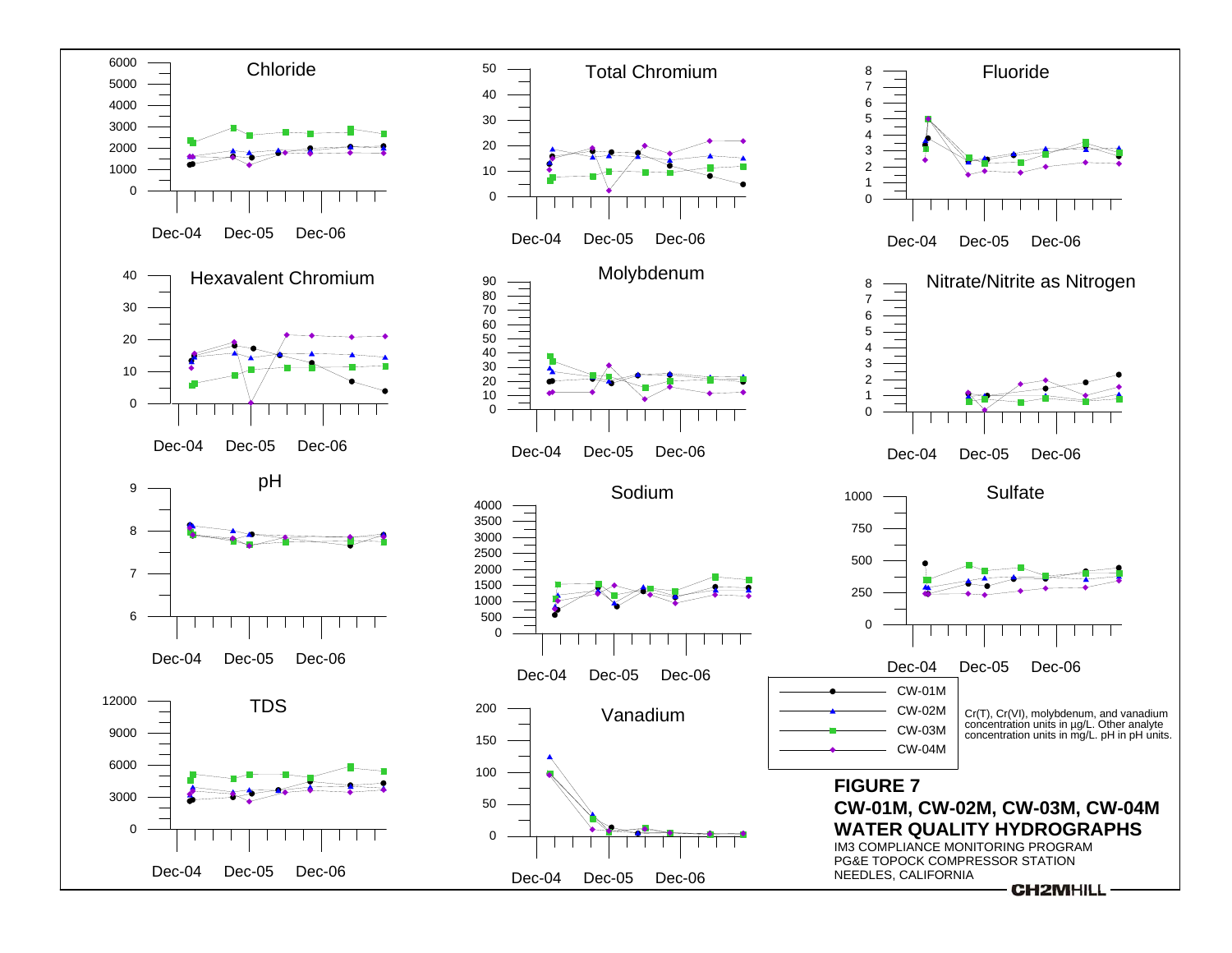Chloride

Total Chromium

Fluoride

Hexavalent Chromium

Molybdenum

Nitrate/Nitrite as Nitrogen

pH

Sodium

Sulfate

TDS

Vanadium

Dec-04 Dec-05 Dec-06

- CW-01M
- CW-02M
- CW-03M
- CW-04M

Cr(T), Cr(VI), molybdenum, and vanadium concentration units in µg/L. Other analyte concentration units in mg/L. pH in pH units.

**FIGURE 7**
**CW-01M, CW-02M, CW-03M, CW-04M**
**WATER QUALITY HYDROGRAPHS**
IM3 COMPLIANCE MONITORING PROGRAM
PG&E TOPOCK COMPRESSOR STATION
NEEDLES, CALIFORNIA

CH2MHILL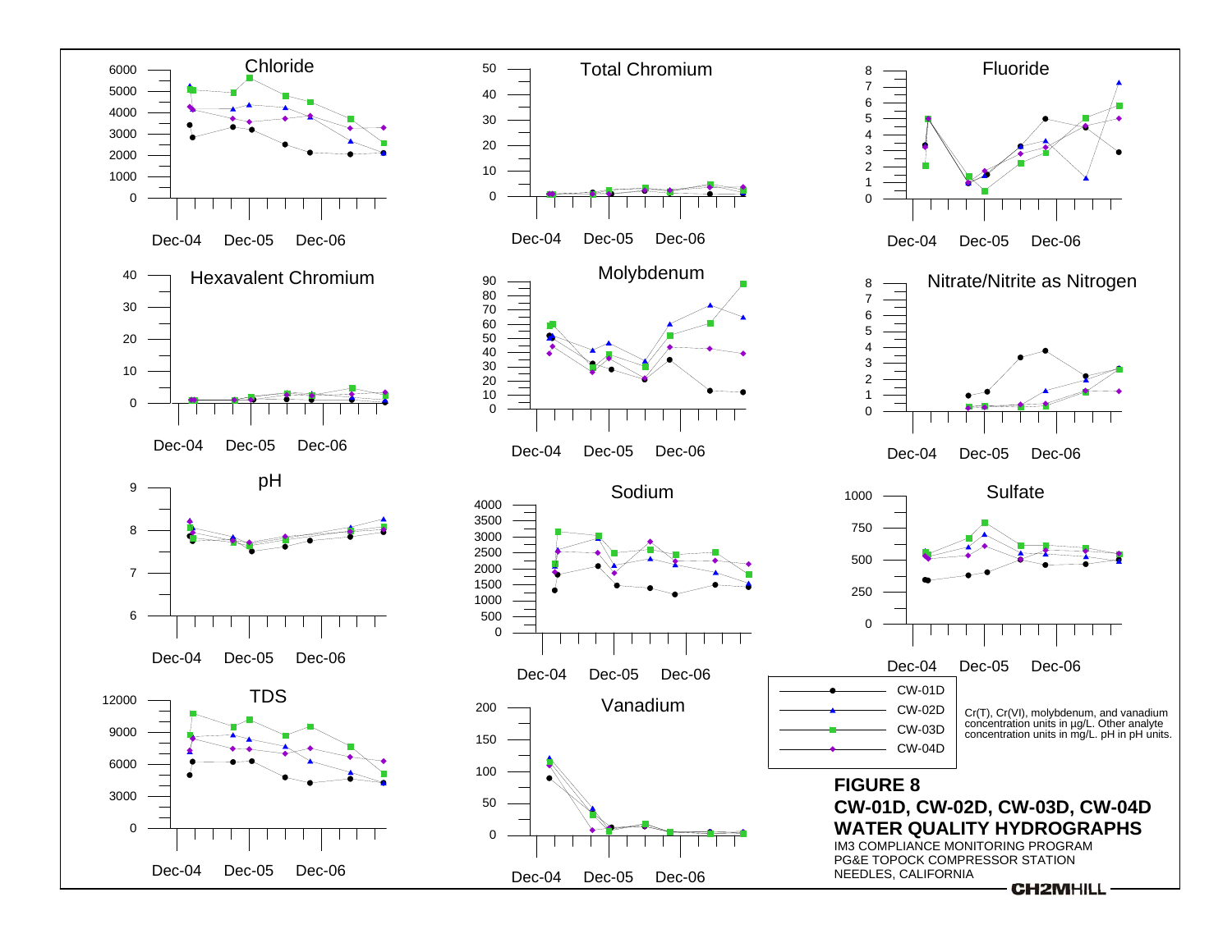Chloride

Total Chromium

Fluoride

Hexavalent Chromium

Molybdenum

Nitrate/Nitrite as Nitrogen

pH

Sodium

Sulfate

TDS

Vanadium

- CW-01D
- CW-02D
- CW-03D
- CW-04D

Cr(T), Cr(VI), molybdenum, and vanadium concentration units in µg/L. Other analyte concentration units in mg/L. pH in pH units.

**FIGURE 8**
**CW-01D, CW-02D, CW-03D, CW-04D WATER QUALITY HYDROGRAPHS**

IM3 COMPLIANCE MONITORING PROGRAM
PG&E TOPOCK COMPRESSOR STATION
NEEDLES, CALIFORNIA

CH2MHILL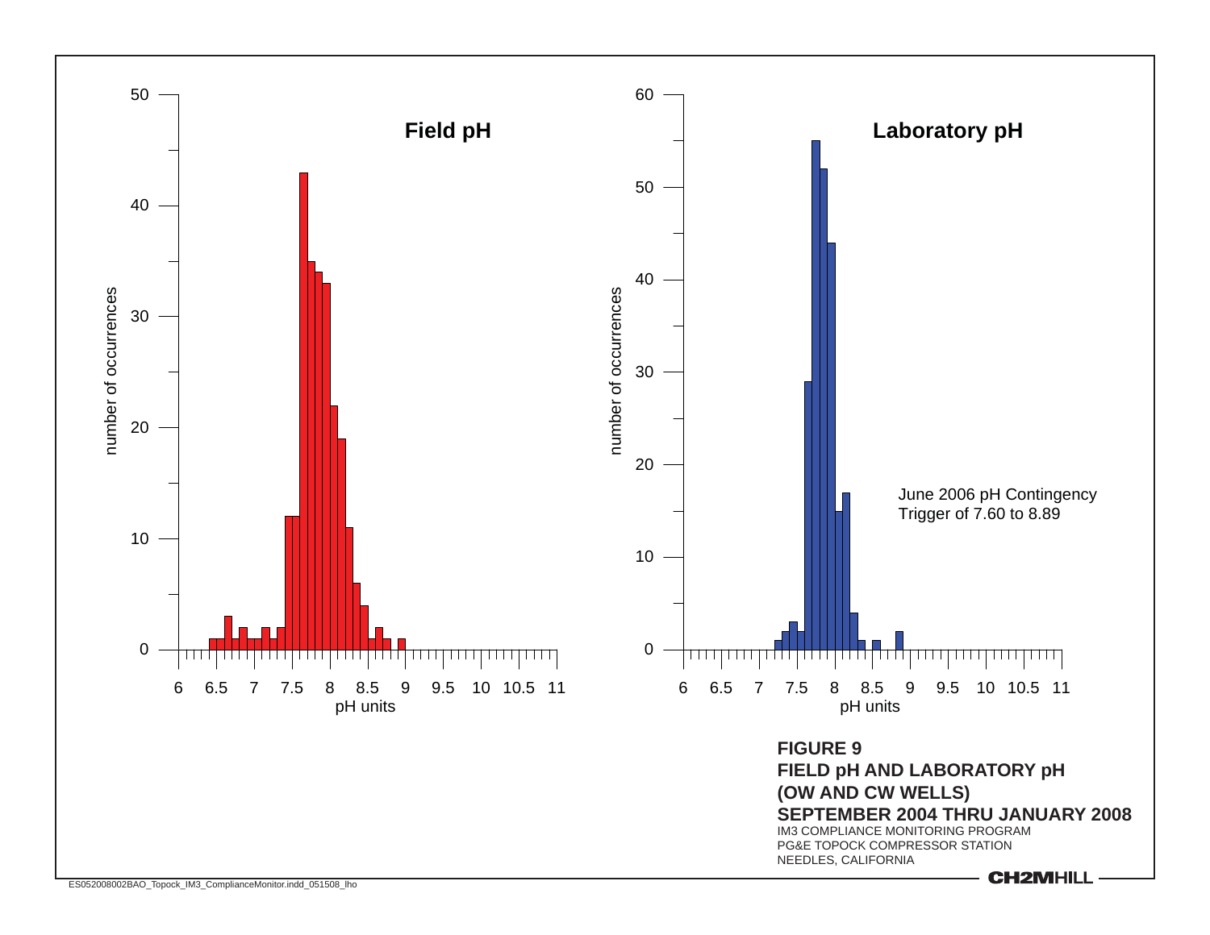Field pH

Laboratory pH

June 2006 pH Contingency
Trigger of 7.60 to 8.89

**FIGURE 9**
**FIELD pH AND LABORATORY pH**
**(OW AND CW WELLS)**
**SEPTEMBER 2004 THRU JANUARY 2008**
IM3 COMPLIANCE MONITORING PROGRAM
PG&E TOPOCK COMPRESSOR STATION
NEEDLES, CALIFORNIA

CH2MHILL

ES052008002BAO_Topock_IM3_ComplianceMonitor.indd_051508_lho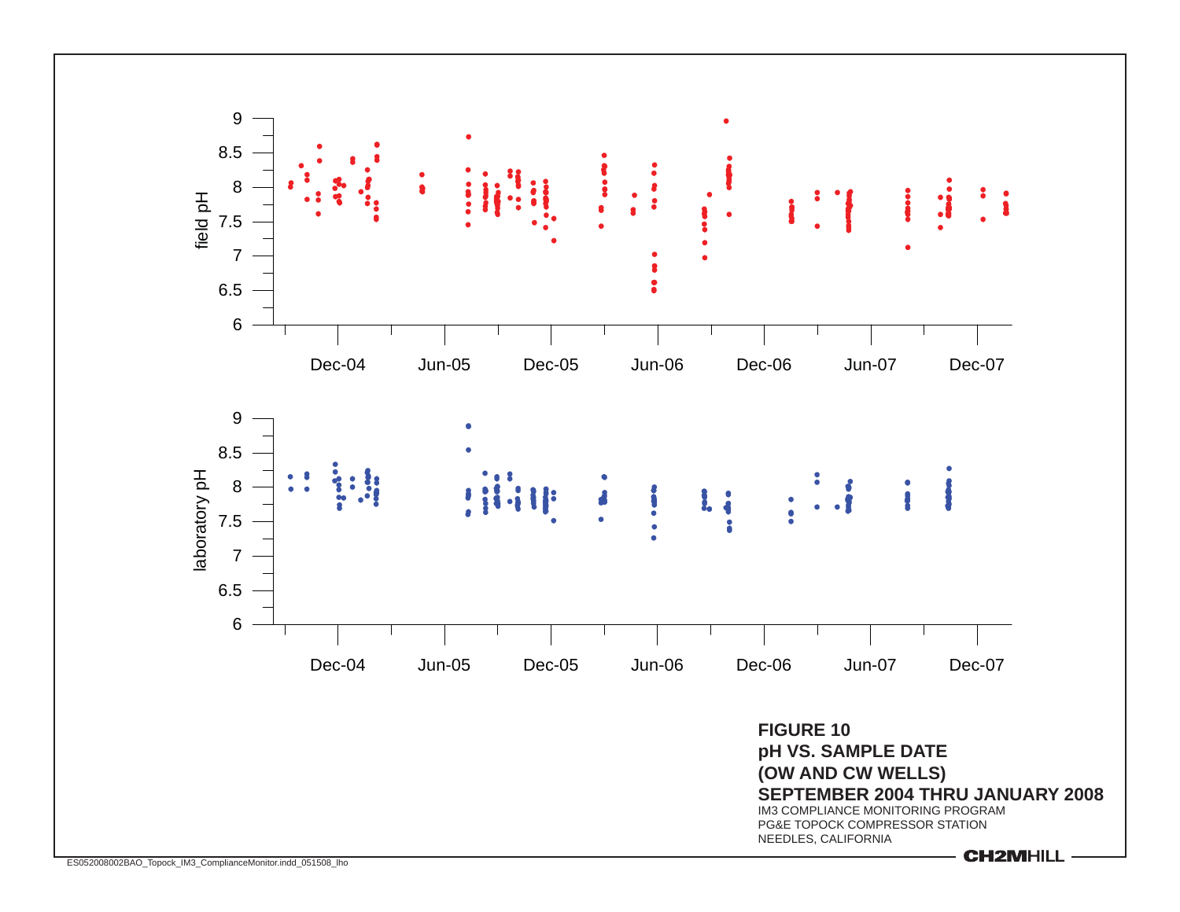**FIGURE 10**
**pH VS. SAMPLE DATE**
**(OW AND CW WELLS)**
**SEPTEMBER 2004 THRU JANUARY 2008**

IM3 COMPLIANCE MONITORING PROGRAM
PG&E TOPOCK COMPRESSOR STATION
NEEDLES, CALIFORNIA

CH2MHILL

ES052008002BAO_Topock_IM3_ComplianceMonitor.indd_051508_lho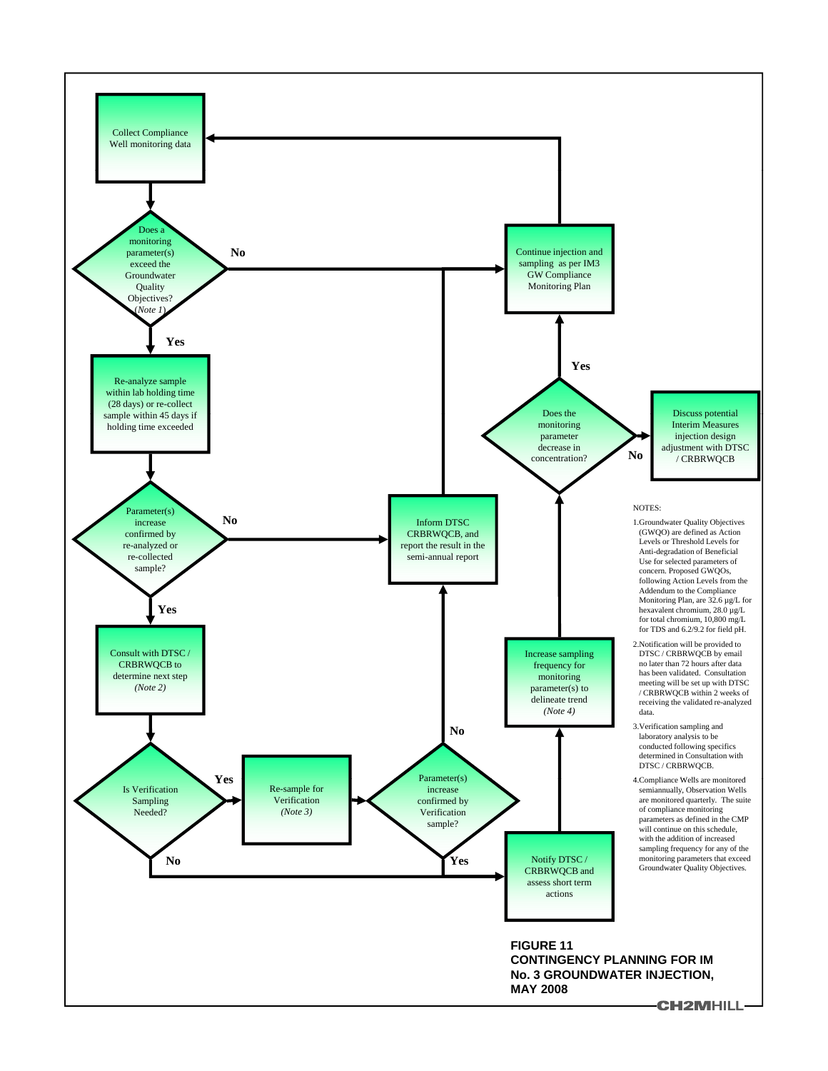Collect Compliance Well monitoring data

Does a monitoring parameter(s) exceed the Groundwater Quality Objectives? *(Note 1)*

No

Yes

Continue injection and sampling as per IM3 GW Compliance Monitoring Plan

Re-analyze sample within lab holding time (28 days) or re-collect sample within 45 days if holding time exceeded

Yes

Does the monitoring parameter decrease in concentration?

No

Discuss potential Interim Measures injection design adjustment with DTSC / CRBRWQCB

Parameter(s) increase confirmed by re-analyzed or re-collected sample?

No

Inform DTSC CRBRWQCB, and report the result in the semi-annual report

Yes

Consult with DTSC / CRBRWQCB to determine next step *(Note 2)*

Increase sampling frequency for monitoring parameter(s) to delineate trend *(Note 4)*

No

Is Verification Sampling Needed?

Yes

Re-sample for Verification *(Note 3)*

Parameter(s) increase confirmed by Verification sample?

No

Yes

Notify DTSC / CRBRWQCB and assess short term actions

NOTES:

1. Groundwater Quality Objectives (GWQO) are defined as Action Levels or Threshold Levels for Anti-degradation of Beneficial Use for selected parameters of concern. Proposed GWQOs, following Action Levels from the Addendum to the Compliance Monitoring Plan, are 32.6 µg/L for hexavalent chromium, 28.0 µg/L for total chromium, 10,800 mg/L for TDS and 6.2/9.2 for field pH.
2. Notification will be provided to DTSC / CRBRWQCB by email no later than 72 hours after data has been validated. Consultation meeting will be set up with DTSC / CRBRWQCB within 2 weeks of receiving the validated re-analyzed data.
3. Verification sampling and laboratory analysis to be conducted following specifics determined in Consultation with DTSC / CRBRWQCB.
4. Compliance Wells are monitored semiannually, Observation Wells are monitored quarterly. The suite of compliance monitoring parameters as defined in the CMP will continue on this schedule, with the addition of increased sampling frequency for any of the monitoring parameters that exceed Groundwater Quality Objectives.

**FIGURE 11**
**CONTINGENCY PLANNING FOR IM No. 3 GROUNDWATER INJECTION, MAY 2008**

CH2MHILL